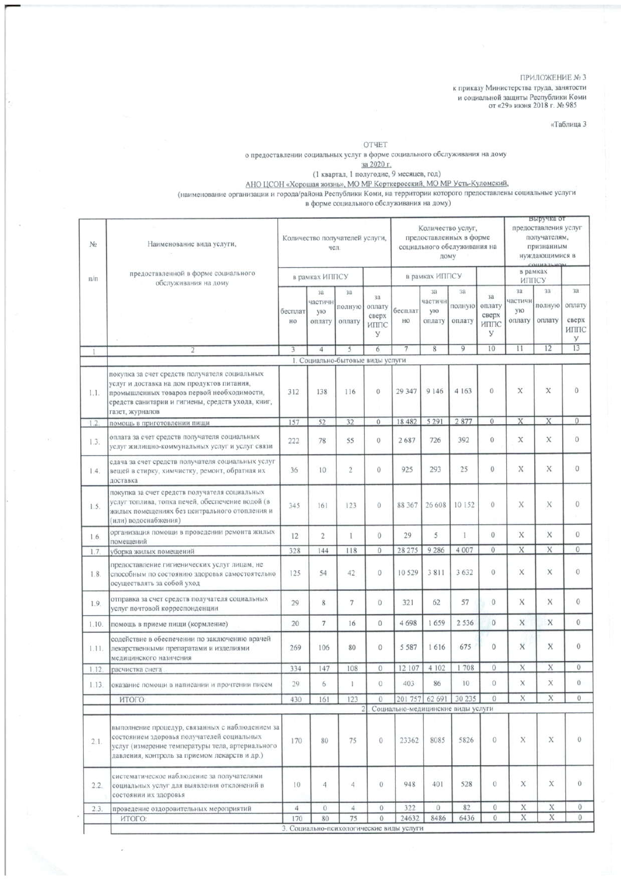ПРИЛОЖЕНИЕ № 3
к приказу Министерства труда, занятости
и социальной защиты Республики Коми
от «29» июня 2018 г. № 985

«Таблица 3

ОТЧЕТ
о предоставлении социальных услуг в форме социального обслуживания на дому
за 2020 г.
(1 квартал, 1 полугодие, 9 месяцев, год)
АНО ЦСОН «Хорошая жизнь», МО МР Корткеросский, МО МР Усть-Куломский,
(наименование организации и города/района Республики Коми, на территории которого предоставлены социальные услуги в форме социального обслуживания на дому)

| № п/п | Наименование вида услуги, предоставленной в форме социального обслуживания на дому | Количество получателей услуги, чел. | | | | Количество услуг, предоставленных в форме социального обслуживания на дому | | | | Выручка от предоставления услуг получателям, признанным нуждающимися в социальном | | |
|---|---|---|---|---|---|---|---|---|---|---|---|---|
| | | в рамках ИППСУ | | | | в рамках ИППСУ | | | | в рамках ИППСУ | | |
| | | бесплатно | за частичную оплату | за полную оплату | за оплату сверх ИППСУ | бесплатно | за частичную оплату | за полную оплату | за оплату сверх ИППСУ | за частичную оплату | за полную оплату | за оплату сверх ИППСУ |
| 1 | 2 | 3 | 4 | 5 | 6 | 7 | 8 | 9 | 10 | 11 | 12 | 13 |
| | 1. Социально-бытовые виды услуги | | | | | | | | | | | |
| 1.1. | покупка за счет средств получателя социальных услуг и доставка на дом продуктов питания, промышленных товаров первой необходимости, средств санитарии и гигиены, средств ухода, книг, газет, журналов | 312 | 138 | 116 | 0 | 29 347 | 9 146 | 4 163 | 0 | Х | Х | 0 |
| 1.2. | помощь в приготовлении пищи | 157 | 52 | 32 | 0 | 18 482 | 5 291 | 2 877 | 0 | Х | Х | 0 |
| 1.3. | оплата за счет средств получателя социальных услуг жилищно-коммунальных услуг и услуг связи | 222 | 78 | 55 | 0 | 2 687 | 726 | 392 | 0 | Х | Х | 0 |
| 1.4. | сдача за счет средств получателя социальных услуг вещей в стирку, химчистку, ремонт, обратная их доставка | 36 | 10 | 2 | 0 | 925 | 293 | 25 | 0 | Х | Х | 0 |
| 1.5. | покупка за счет средств получателя социальных услуг топлива, топка печей, обеспечение водой (в жилых помещениях без центрального отопления и (или) водоснабжения) | 345 | 161 | 123 | 0 | 88 367 | 26 608 | 10 152 | 0 | Х | Х | 0 |
| 1.6. | организация помощи в проведении ремонта жилых помещений | 12 | 2 | 1 | 0 | 29 | 5 | 1 | 0 | Х | Х | 0 |
| 1.7. | уборка жилых помещений | 328 | 144 | 118 | 0 | 28 275 | 9 286 | 4 007 | 0 | Х | Х | 0 |
| 1.8. | предоставление гигиенических услуг лицам, не способным по состоянию здоровья самостоятельно осуществлять за собой уход | 125 | 54 | 42 | 0 | 10 529 | 3 811 | 3 632 | 0 | Х | Х | 0 |
| 1.9. | отправка за счет средств получателя социальных услуг почтовой корреспонденции | 29 | 8 | 7 | 0 | 321 | 62 | 57 | 0 | Х | Х | 0 |
| 1.10. | помощь в приеме пищи (кормление) | 20 | 7 | 16 | 0 | 4 698 | 1 659 | 2 536 | 0 | Х | Х | 0 |
| 1.11. | содействие в обеспечении по заключению врачей лекарственными препаратами и изделиями медицинского назначения | 269 | 106 | 80 | 0 | 5 587 | 1 616 | 675 | 0 | Х | Х | 0 |
| 1.12. | расчистка снега | 334 | 147 | 108 | 0 | 12 107 | 4 102 | 1 708 | 0 | Х | Х | 0 |
| 1.13. | оказание помощи в написании и прочтении писем | 29 | 6 | 1 | 0 | 403 | 86 | 10 | 0 | Х | Х | 0 |
| | ИТОГО: | 430 | 161 | 123 | 0 | 201 757 | 62 691 | 30 235 | 0 | Х | Х | 0 |
| | 2. Социально-медицинские виды услуги | | | | | | | | | | | |
| 2.1. | выполнение процедур, связанных с наблюдением за состоянием здоровья получателей социальных услуг (измерение температуры тела, артериального давления, контроль за приемом лекарств и др.) | 170 | 80 | 75 | 0 | 23362 | 8085 | 5826 | 0 | Х | Х | 0 |
| 2.2. | систематическое наблюдение за получателями социальных услуг для выявления отклонений в состоянии их здоровья | 10 | 4 | 4 | 0 | 948 | 401 | 528 | 0 | Х | Х | 0 |
| 2.3. | проведение оздоровительных мероприятий | 4 | 0 | 4 | 0 | 322 | 0 | 82 | 0 | Х | Х | 0 |
| | ИТОГО: | 170 | 80 | 75 | 0 | 24632 | 8486 | 6436 | 0 | Х | Х | 0 |
| | 3. Социально-психологические виды услуги | | | | | | | | | | | |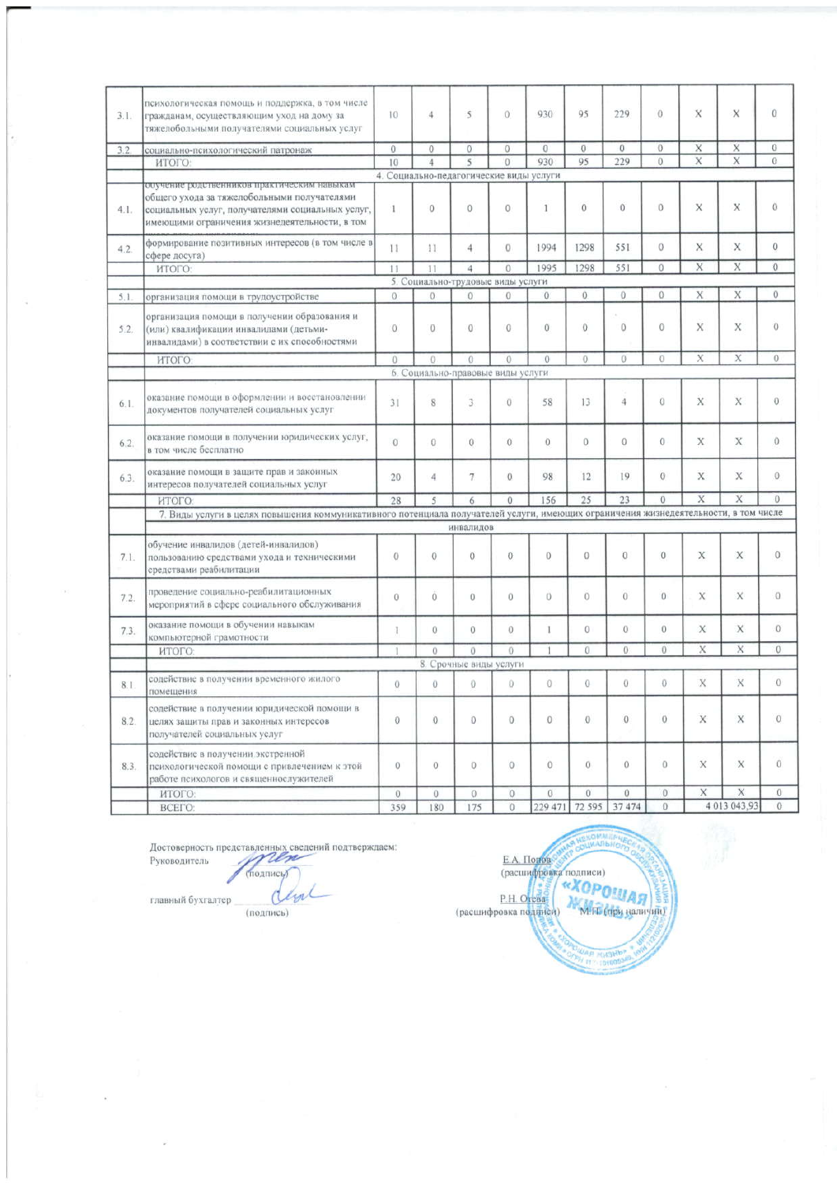| | | | | | | | | | | | | |
|---|---|---|---|---|---|---|---|---|---|---|---|---|
| 3.1. | психологическая помощь и поддержка, в том числе гражданам, осуществляющим уход на дому за тяжелобольными получателями социальных услуг | 10 | 4 | 5 | 0 | 930 | 95 | 229 | 0 | X | X | 0 |
| 3.2. | социально-психологический патронаж | 0 | 0 | 0 | 0 | 0 | 0 | 0 | 0 | X | X | 0 |
| | ИТОГО: | 10 | 4 | 5 | 0 | 930 | 95 | 229 | 0 | X | X | 0 |
| | 4. Социально-педагогические виды услуги | | | | | | | | | | | |
| 4.1. | обучение родственников практическим навыкам общего ухода за тяжелобольными получателями социальных услуг, получателями социальных услуг, имеющими ограничения жизнедеятельности, в том | 1 | 0 | 0 | 0 | 1 | 0 | 0 | 0 | X | X | 0 |
| 4.2. | формирование позитивных интересов (в том числе в сфере досуга) | 11 | 11 | 4 | 0 | 1994 | 1298 | 551 | 0 | X | X | 0 |
| | ИТОГО: | 11 | 11 | 4 | 0 | 1995 | 1298 | 551 | 0 | X | X | 0 |
| | 5. Социально-трудовые виды услуги | | | | | | | | | | | |
| 5.1. | организация помощи в трудоустройстве | 0 | 0 | 0 | 0 | 0 | 0 | 0 | 0 | X | X | 0 |
| 5.2. | организация помощи в получении образования и (или) квалификации инвалидами (детьми-инвалидами) в соответствии с их способностями | 0 | 0 | 0 | 0 | 0 | 0 | 0 | 0 | X | X | 0 |
| | ИТОГО: | 0 | 0 | 0 | 0 | 0 | 0 | 0 | 0 | X | X | 0 |
| | 6. Социально-правовые виды услуги | | | | | | | | | | | |
| 6.1. | оказание помощи в оформлении и восстановлении документов получателей социальных услуг | 31 | 8 | 3 | 0 | 58 | 13 | 4 | 0 | X | X | 0 |
| 6.2. | оказание помощи в получении юридических услуг, в том числе бесплатно | 0 | 0 | 0 | 0 | 0 | 0 | 0 | 0 | X | X | 0 |
| 6.3. | оказание помощи в защите прав и законных интересов получателей социальных услуг | 20 | 4 | 7 | 0 | 98 | 12 | 19 | 0 | X | X | 0 |
| | ИТОГО: | 28 | 5 | 6 | 0 | 156 | 25 | 23 | 0 | X | X | 0 |
| | 7. Виды услуги в целях повышения коммуникативного потенциала получателей услуги, имеющих ограничения жизнедеятельности, в том числе инвалидов | | | | | | | | | | | |
| 7.1. | обучение инвалидов (детей-инвалидов) пользованию средствами ухода и техническими средствами реабилитации | 0 | 0 | 0 | 0 | 0 | 0 | 0 | 0 | X | X | 0 |
| 7.2. | проведение социально-реабилитационных мероприятий в сфере социального обслуживания | 0 | 0 | 0 | 0 | 0 | 0 | 0 | 0 | X | X | 0 |
| 7.3. | оказание помощи в обучении навыкам компьютерной грамотности | 1 | 0 | 0 | 0 | 1 | 0 | 0 | 0 | X | X | 0 |
| | ИТОГО: | 1 | 0 | 0 | 0 | 1 | 0 | 0 | 0 | X | X | 0 |
| | 8. Срочные виды услуги | | | | | | | | | | | |
| 8.1. | содействие в получении временного жилого помещения | 0 | 0 | 0 | 0 | 0 | 0 | 0 | 0 | X | X | 0 |
| 8.2. | содействие в получении юридической помощи в целях защиты прав и законных интересов получателей социальных услуг | 0 | 0 | 0 | 0 | 0 | 0 | 0 | 0 | X | X | 0 |
| 8.3. | содействие в получении экстренной психологической помощи с привлечением к этой работе психологов и священнослужителей | 0 | 0 | 0 | 0 | 0 | 0 | 0 | 0 | X | X | 0 |
| | ИТОГО: | 0 | 0 | 0 | 0 | 0 | 0 | 0 | 0 | X | X | 0 |
| | ВСЕГО: | 359 | 180 | 175 | 0 | 229 471 | 72 595 | 37 474 | 0 | 4 013 043,93 | | 0 |

Достоверность представленных сведений подтверждаем:

Руководитель _________ (подпись) Е.А. Попова (расшифровка подписи)

главный бухгалтер _________ (подпись) Р.Н. Огева (расшифровка подписи) М.П. (при наличии)